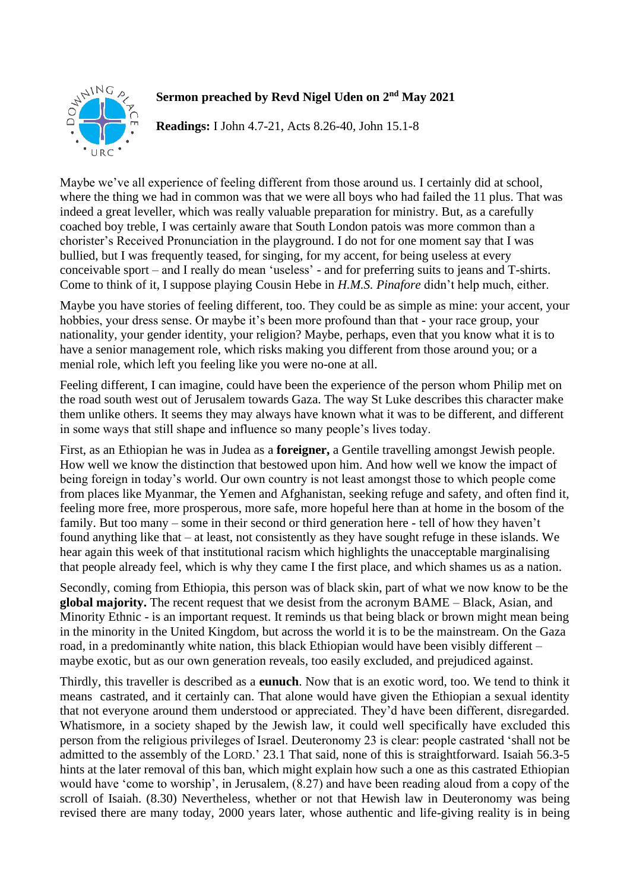**Sermon preached by Revd Nigel Uden on 2nd May 2021**

**Readings:** I John 4.7-21, Acts 8.26-40, John 15.1-8

Maybe we've all experience of feeling different from those around us. I certainly did at school, where the thing we had in common was that we were all boys who had failed the 11 plus. That was indeed a great leveller, which was really valuable preparation for ministry. But, as a carefully coached boy treble, I was certainly aware that South London patois was more common than a chorister's Received Pronunciation in the playground. I do not for one moment say that I was bullied, but I was frequently teased, for singing, for my accent, for being useless at every conceivable sport – and I really do mean 'useless' - and for preferring suits to jeans and T-shirts. Come to think of it, I suppose playing Cousin Hebe in *H.M.S. Pinafore* didn't help much, either.

Maybe you have stories of feeling different, too. They could be as simple as mine: your accent, your hobbies, your dress sense. Or maybe it's been more profound than that - your race group, your nationality, your gender identity, your religion? Maybe, perhaps, even that you know what it is to have a senior management role, which risks making you different from those around you; or a menial role, which left you feeling like you were no-one at all.

Feeling different, I can imagine, could have been the experience of the person whom Philip met on the road south west out of Jerusalem towards Gaza. The way St Luke describes this character make them unlike others. It seems they may always have known what it was to be different, and different in some ways that still shape and influence so many people's lives today.

First, as an Ethiopian he was in Judea as a **foreigner,** a Gentile travelling amongst Jewish people. How well we know the distinction that bestowed upon him. And how well we know the impact of being foreign in today's world. Our own country is not least amongst those to which people come from places like Myanmar, the Yemen and Afghanistan, seeking refuge and safety, and often find it, feeling more free, more prosperous, more safe, more hopeful here than at home in the bosom of the family. But too many – some in their second or third generation here - tell of how they haven't found anything like that – at least, not consistently as they have sought refuge in these islands. We hear again this week of that institutional racism which highlights the unacceptable marginalising that people already feel, which is why they came I the first place, and which shames us as a nation.

Secondly, coming from Ethiopia, this person was of black skin, part of what we now know to be the **global majority.** The recent request that we desist from the acronym BAME – Black, Asian, and Minority Ethnic - is an important request. It reminds us that being black or brown might mean being in the minority in the United Kingdom, but across the world it is to be the mainstream. On the Gaza road, in a predominantly white nation, this black Ethiopian would have been visibly different – maybe exotic, but as our own generation reveals, too easily excluded, and prejudiced against.

Thirdly, this traveller is described as a **eunuch**. Now that is an exotic word, too. We tend to think it means castrated, and it certainly can. That alone would have given the Ethiopian a sexual identity that not everyone around them understood or appreciated. They'd have been different, disregarded. Whatismore, in a society shaped by the Jewish law, it could well specifically have excluded this person from the religious privileges of Israel. Deuteronomy 23 is clear: people castrated 'shall not be admitted to the assembly of the LORD.' 23.1 That said, none of this is straightforward. Isaiah 56.3-5 hints at the later removal of this ban, which might explain how such a one as this castrated Ethiopian would have 'come to worship', in Jerusalem, (8.27) and have been reading aloud from a copy of the scroll of Isaiah. (8.30) Nevertheless, whether or not that Hewish law in Deuteronomy was being revised there are many today, 2000 years later, whose authentic and life-giving reality is in being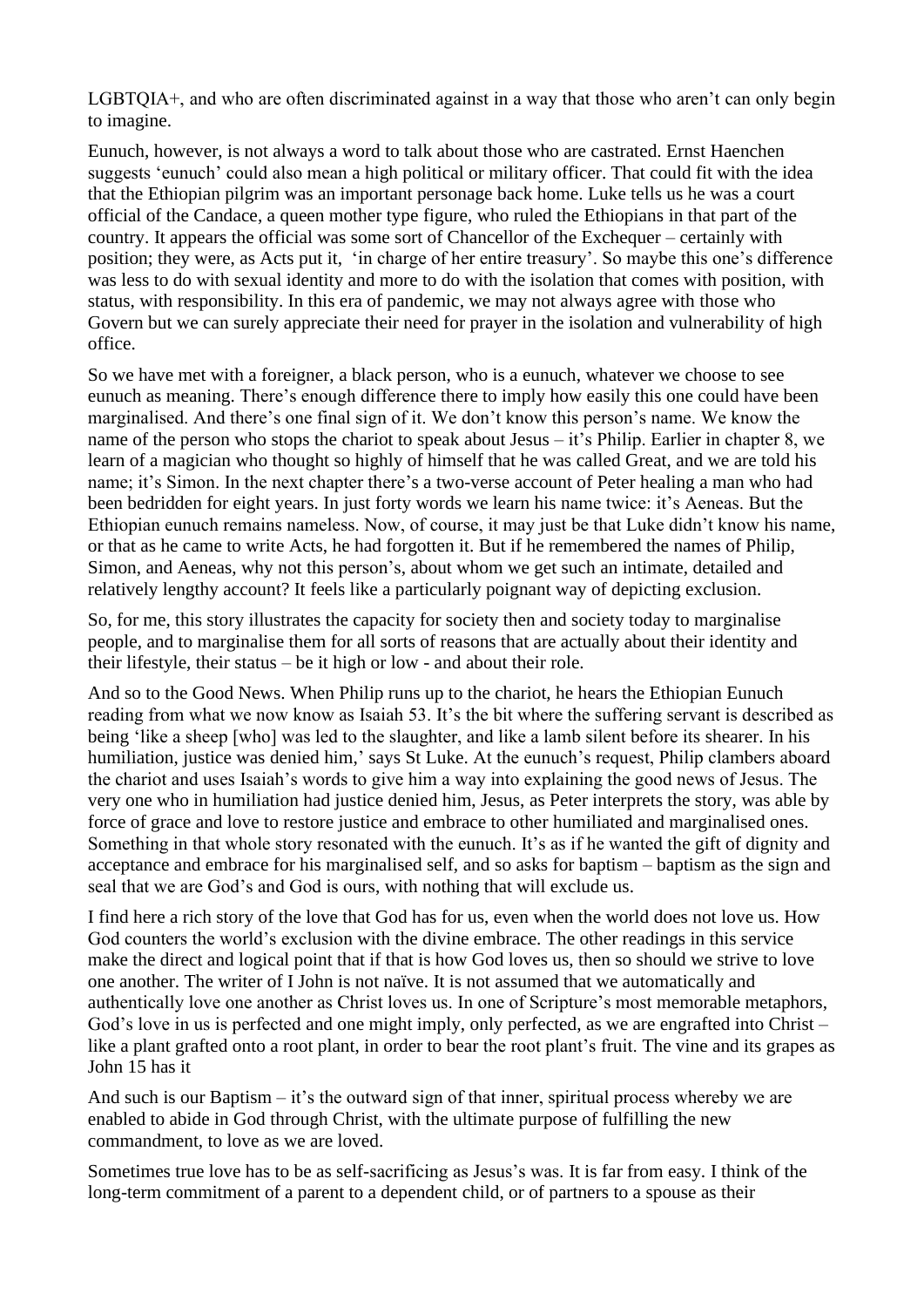LGBTQIA+, and who are often discriminated against in a way that those who aren't can only begin to imagine.

Eunuch, however, is not always a word to talk about those who are castrated. Ernst Haenchen suggests 'eunuch' could also mean a high political or military officer. That could fit with the idea that the Ethiopian pilgrim was an important personage back home. Luke tells us he was a court official of the Candace, a queen mother type figure, who ruled the Ethiopians in that part of the country. It appears the official was some sort of Chancellor of the Exchequer – certainly with position; they were, as Acts put it, 'in charge of her entire treasury'. So maybe this one's difference was less to do with sexual identity and more to do with the isolation that comes with position, with status, with responsibility. In this era of pandemic, we may not always agree with those who Govern but we can surely appreciate their need for prayer in the isolation and vulnerability of high office.

So we have met with a foreigner, a black person, who is a eunuch, whatever we choose to see eunuch as meaning. There's enough difference there to imply how easily this one could have been marginalised. And there's one final sign of it. We don't know this person's name. We know the name of the person who stops the chariot to speak about Jesus – it's Philip. Earlier in chapter 8, we learn of a magician who thought so highly of himself that he was called Great, and we are told his name; it's Simon. In the next chapter there's a two-verse account of Peter healing a man who had been bedridden for eight years. In just forty words we learn his name twice: it's Aeneas. But the Ethiopian eunuch remains nameless. Now, of course, it may just be that Luke didn't know his name, or that as he came to write Acts, he had forgotten it. But if he remembered the names of Philip, Simon, and Aeneas, why not this person's, about whom we get such an intimate, detailed and relatively lengthy account? It feels like a particularly poignant way of depicting exclusion.

So, for me, this story illustrates the capacity for society then and society today to marginalise people, and to marginalise them for all sorts of reasons that are actually about their identity and their lifestyle, their status – be it high or low - and about their role.

And so to the Good News. When Philip runs up to the chariot, he hears the Ethiopian Eunuch reading from what we now know as Isaiah 53. It's the bit where the suffering servant is described as being 'like a sheep [who] was led to the slaughter, and like a lamb silent before its shearer. In his humiliation, justice was denied him,' says St Luke. At the eunuch's request, Philip clambers aboard the chariot and uses Isaiah's words to give him a way into explaining the good news of Jesus. The very one who in humiliation had justice denied him, Jesus, as Peter interprets the story, was able by force of grace and love to restore justice and embrace to other humiliated and marginalised ones. Something in that whole story resonated with the eunuch. It's as if he wanted the gift of dignity and acceptance and embrace for his marginalised self, and so asks for baptism – baptism as the sign and seal that we are God's and God is ours, with nothing that will exclude us.

I find here a rich story of the love that God has for us, even when the world does not love us. How God counters the world's exclusion with the divine embrace. The other readings in this service make the direct and logical point that if that is how God loves us, then so should we strive to love one another. The writer of I John is not naïve. It is not assumed that we automatically and authentically love one another as Christ loves us. In one of Scripture's most memorable metaphors, God's love in us is perfected and one might imply, only perfected, as we are engrafted into Christ – like a plant grafted onto a root plant, in order to bear the root plant's fruit. The vine and its grapes as John 15 has it

And such is our Baptism – it's the outward sign of that inner, spiritual process whereby we are enabled to abide in God through Christ, with the ultimate purpose of fulfilling the new commandment, to love as we are loved.

Sometimes true love has to be as self-sacrificing as Jesus's was. It is far from easy. I think of the long-term commitment of a parent to a dependent child, or of partners to a spouse as their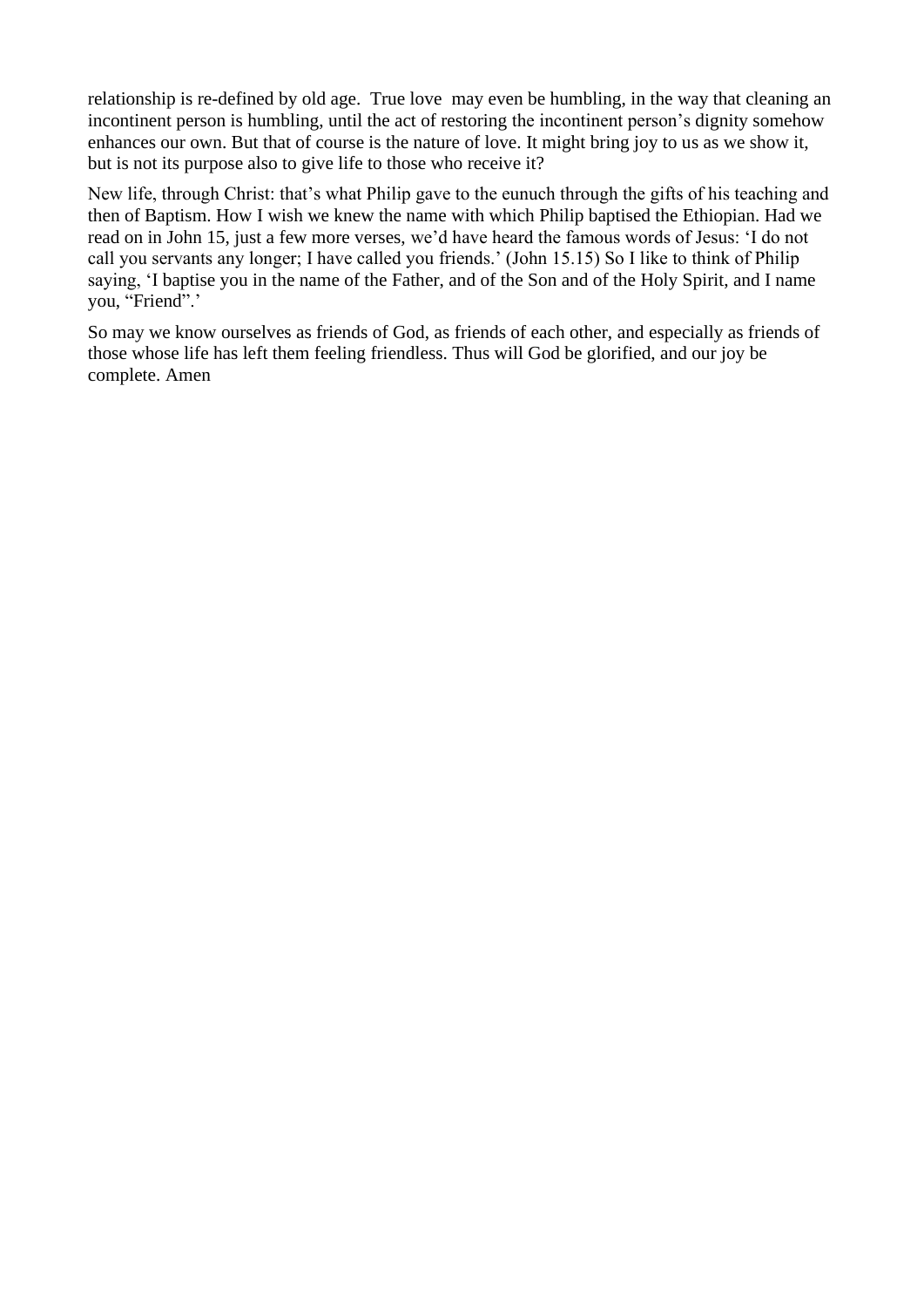relationship is re-defined by old age. True love may even be humbling, in the way that cleaning an incontinent person is humbling, until the act of restoring the incontinent person's dignity somehow enhances our own. But that of course is the nature of love. It might bring joy to us as we show it, but is not its purpose also to give life to those who receive it?

New life, through Christ: that's what Philip gave to the eunuch through the gifts of his teaching and then of Baptism. How I wish we knew the name with which Philip baptised the Ethiopian. Had we read on in John 15, just a few more verses, we'd have heard the famous words of Jesus: 'I do not call you servants any longer; I have called you friends.' (John 15.15) So I like to think of Philip saying, 'I baptise you in the name of the Father, and of the Son and of the Holy Spirit, and I name you, "Friend".'

So may we know ourselves as friends of God, as friends of each other, and especially as friends of those whose life has left them feeling friendless. Thus will God be glorified, and our joy be complete. Amen